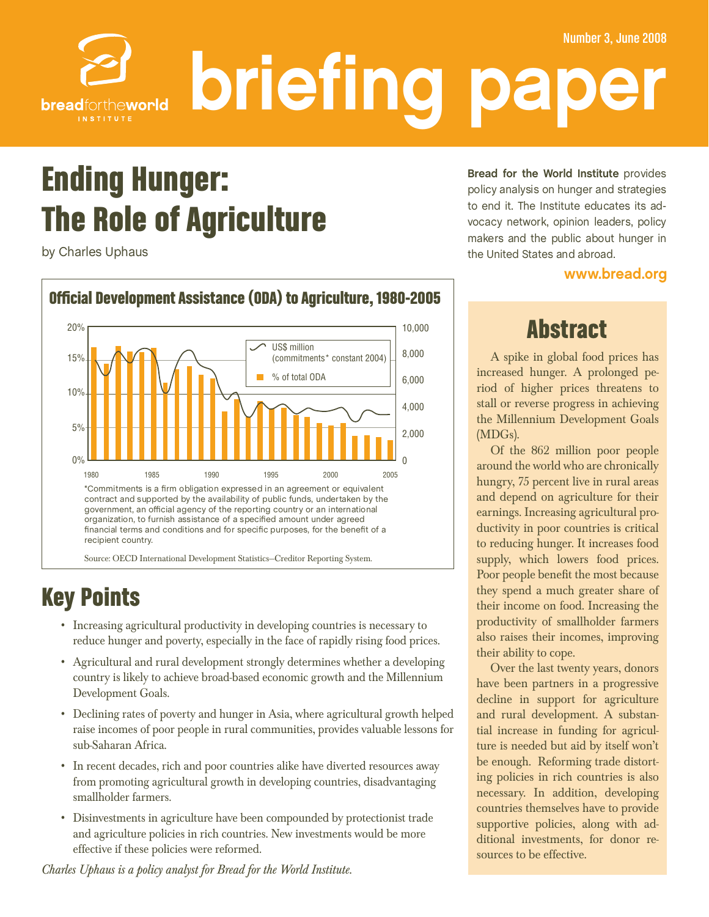Number 3, June 2008

# briefing paper

bread for the world INSTITUTE

# Ending Hunger: The Role of Agriculture

by Charles Uphaus

**Bread for the World Institute** provides policy analysis on hunger and strategies to end it. The Institute educates its advocacy network, opinion leaders, policy makers and the public about hunger in the United States and abroad.

**www.bread.org**

### Official Development Assistance (ODA) to Agriculture, 1980-2005

*Commitments is a firm obligation expressed in an agreement or equivalent contract and supported by the availability of public funds, undertaken by the government, an official agency of the reporting country or an international organization, to furnish assistance of a specified amount under agreed financial terms and conditions and for specific purposes, for the benefit of a recipient country.

Source: OECD International Development Statistics–Creditor Reporting System.

## Abstract

A spike in global food prices has increased hunger. A prolonged period of higher prices threatens to stall or reverse progress in achieving the Millennium Development Goals (MDGs).

Of the 862 million poor people around the world who are chronically hungry, 75 percent live in rural areas and depend on agriculture for their earnings. Increasing agricultural productivity in poor countries is critical to reducing hunger. It increases food supply, which lowers food prices. Poor people benefit the most because they spend a much greater share of their income on food. Increasing the productivity of smallholder farmers also raises their incomes, improving their ability to cope.

Over the last twenty years, donors have been partners in a progressive decline in support for agriculture and rural development. A substantial increase in funding for agriculture is needed but aid by itself won't be enough. Reforming trade distorting policies in rich countries is also necessary. In addition, developing countries themselves have to provide supportive policies, along with additional investments, for donor resources to be effective.

## Key Points

- Increasing agricultural productivity in developing countries is necessary to reduce hunger and poverty, especially in the face of rapidly rising food prices.
- Agricultural and rural development strongly determines whether a developing country is likely to achieve broad-based economic growth and the Millennium Development Goals.
- Declining rates of poverty and hunger in Asia, where agricultural growth helped raise incomes of poor people in rural communities, provides valuable lessons for sub-Saharan Africa.
- In recent decades, rich and poor countries alike have diverted resources away from promoting agricultural growth in developing countries, disadvantaging smallholder farmers.
- Disinvestments in agriculture have been compounded by protectionist trade and agriculture policies in rich countries. New investments would be more effective if these policies were reformed.

*Charles Uphaus is a policy analyst for Bread for the World Institute.*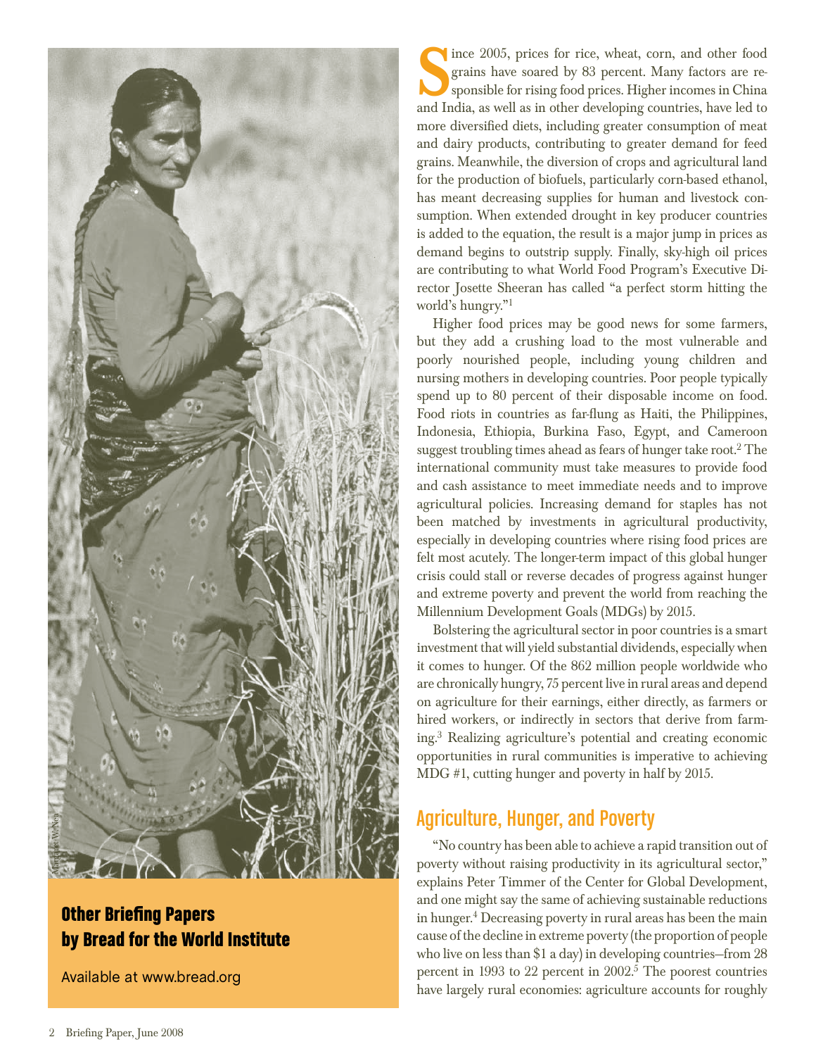**Other Briefing Papers by Bread for the World Institute**

Available at www.bread.org

Since 2005, prices for rice, wheat, corn, and other food grains have soared by 83 percent. Many factors are responsible for rising food prices. Higher incomes in China and India, as well as in other developing countries, have led to more diversified diets, including greater consumption of meat and dairy products, contributing to greater demand for feed grains. Meanwhile, the diversion of crops and agricultural land for the production of biofuels, particularly corn-based ethanol, has meant decreasing supplies for human and livestock consumption. When extended drought in key producer countries is added to the equation, the result is a major jump in prices as demand begins to outstrip supply. Finally, sky-high oil prices are contributing to what World Food Program's Executive Director Josette Sheeran has called "a perfect storm hitting the world's hungry."[1]

Higher food prices may be good news for some farmers, but they add a crushing load to the most vulnerable and poorly nourished people, including young children and nursing mothers in developing countries. Poor people typically spend up to 80 percent of their disposable income on food. Food riots in countries as far-flung as Haiti, the Philippines, Indonesia, Ethiopia, Burkina Faso, Egypt, and Cameroon suggest troubling times ahead as fears of hunger take root.[2] The international community must take measures to provide food and cash assistance to meet immediate needs and to improve agricultural policies. Increasing demand for staples has not been matched by investments in agricultural productivity, especially in developing countries where rising food prices are felt most acutely. The longer-term impact of this global hunger crisis could stall or reverse decades of progress against hunger and extreme poverty and prevent the world from reaching the Millennium Development Goals (MDGs) by 2015.

Bolstering the agricultural sector in poor countries is a smart investment that will yield substantial dividends, especially when it comes to hunger. Of the 862 million people worldwide who are chronically hungry, 75 percent live in rural areas and depend on agriculture for their earnings, either directly, as farmers or hired workers, or indirectly in sectors that derive from farming.[3] Realizing agriculture's potential and creating economic opportunities in rural communities is imperative to achieving MDG #1, cutting hunger and poverty in half by 2015.

## Agriculture, Hunger, and Poverty

"No country has been able to achieve a rapid transition out of poverty without raising productivity in its agricultural sector," explains Peter Timmer of the Center for Global Development, and one might say the same of achieving sustainable reductions in hunger.[4] Decreasing poverty in rural areas has been the main cause of the decline in extreme poverty (the proportion of people who live on less than $1 a day) in developing countries—from 28 percent in 1993 to 22 percent in 2002.[5] The poorest countries have largely rural economies: agriculture accounts for roughly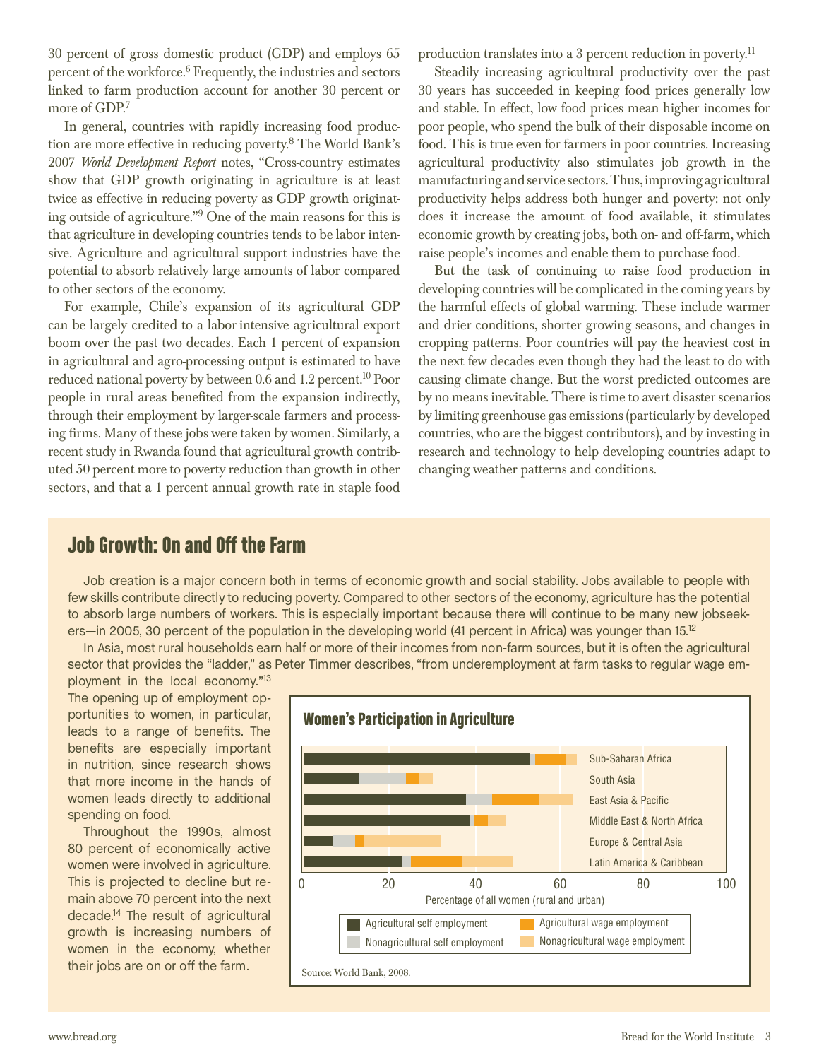30 percent of gross domestic product (GDP) and employs 65 percent of the workforce.[6] Frequently, the industries and sectors linked to farm production account for another 30 percent or more of GDP.[7]

In general, countries with rapidly increasing food production are more effective in reducing poverty.[8] The World Bank's 2007 *World Development Report* notes, "Cross-country estimates show that GDP growth originating in agriculture is at least twice as effective in reducing poverty as GDP growth originating outside of agriculture."[9] One of the main reasons for this is that agriculture in developing countries tends to be labor intensive. Agriculture and agricultural support industries have the potential to absorb relatively large amounts of labor compared to other sectors of the economy.

For example, Chile's expansion of its agricultural GDP can be largely credited to a labor-intensive agricultural export boom over the past two decades. Each 1 percent of expansion in agricultural and agro-processing output is estimated to have reduced national poverty by between 0.6 and 1.2 percent.[10] Poor people in rural areas benefited from the expansion indirectly, through their employment by larger-scale farmers and processing firms. Many of these jobs were taken by women. Similarly, a recent study in Rwanda found that agricultural growth contributed 50 percent more to poverty reduction than growth in other sectors, and that a 1 percent annual growth rate in staple food production translates into a 3 percent reduction in poverty.[11]

Steadily increasing agricultural productivity over the past 30 years has succeeded in keeping food prices generally low and stable. In effect, low food prices mean higher incomes for poor people, who spend the bulk of their disposable income on food. This is true even for farmers in poor countries. Increasing agricultural productivity also stimulates job growth in the manufacturing and service sectors. Thus, improving agricultural productivity helps address both hunger and poverty: not only does it increase the amount of food available, it stimulates economic growth by creating jobs, both on- and off-farm, which raise people's incomes and enable them to purchase food.

But the task of continuing to raise food production in developing countries will be complicated in the coming years by the harmful effects of global warming. These include warmer and drier conditions, shorter growing seasons, and changes in cropping patterns. Poor countries will pay the heaviest cost in the next few decades even though they had the least to do with causing climate change. But the worst predicted outcomes are by no means inevitable. There is time to avert disaster scenarios by limiting greenhouse gas emissions (particularly by developed countries, who are the biggest contributors), and by investing in research and technology to help developing countries adapt to changing weather patterns and conditions.

## Job Growth: On and Off the Farm

Job creation is a major concern both in terms of economic growth and social stability. Jobs available to people with few skills contribute directly to reducing poverty. Compared to other sectors of the economy, agriculture has the potential to absorb large numbers of workers. This is especially important because there will continue to be many new jobseekers—in 2005, 30 percent of the population in the developing world (41 percent in Africa) was younger than 15.[12]

In Asia, most rural households earn half or more of their incomes from non-farm sources, but it is often the agricultural sector that provides the "ladder," as Peter Timmer describes, "from underemployment at farm tasks to regular wage employment in the local economy."[13]

The opening up of employment opportunities to women, in particular, leads to a range of benefits. The benefits are especially important in nutrition, since research shows that more income in the hands of women leads directly to additional spending on food.

Throughout the 1990s, almost 80 percent of economically active women were involved in agriculture. This is projected to decline but remain above 70 percent into the next decade.[14] The result of agricultural growth is increasing numbers of women in the economy, whether their jobs are on or off the farm.

### Women's Participation in Agriculture

Regions: Sub-Saharan Africa; South Asia; East Asia & Pacific; Middle East & North Africa; Europe & Central Asia; Latin America & Caribbean

Percentage of all women (rural and urban) (axis 0–100)

Legend: Agricultural self employment; Nonagricultural self employment; Agricultural wage employment; Nonagricultural wage employment

Source: World Bank, 2008.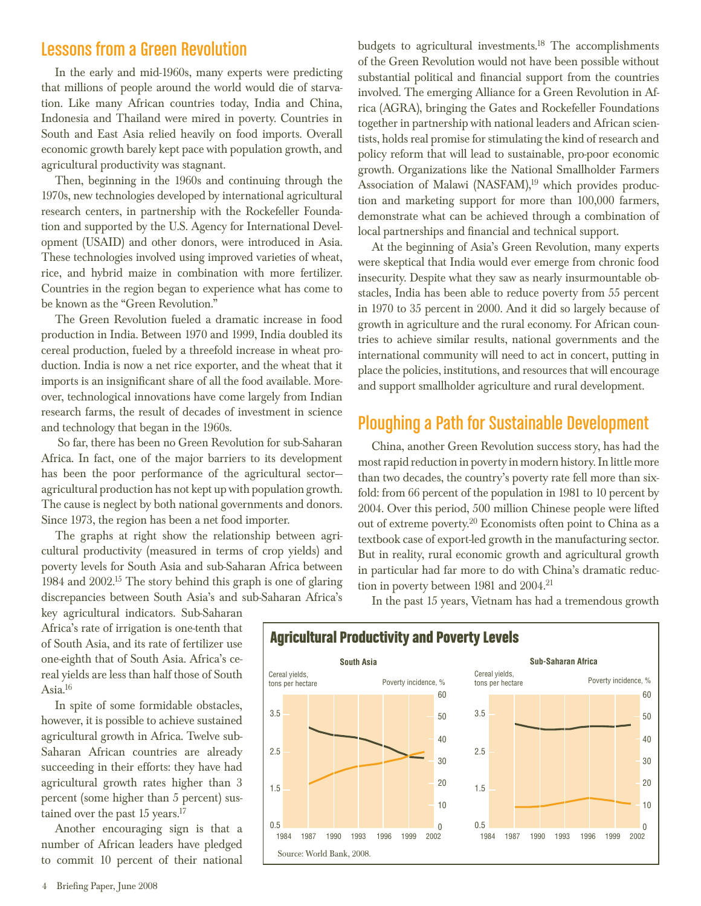## Lessons from a Green Revolution

In the early and mid-1960s, many experts were predicting that millions of people around the world would die of starvation. Like many African countries today, India and China, Indonesia and Thailand were mired in poverty. Countries in South and East Asia relied heavily on food imports. Overall economic growth barely kept pace with population growth, and agricultural productivity was stagnant.

Then, beginning in the 1960s and continuing through the 1970s, new technologies developed by international agricultural research centers, in partnership with the Rockefeller Foundation and supported by the U.S. Agency for International Development (USAID) and other donors, were introduced in Asia. These technologies involved using improved varieties of wheat, rice, and hybrid maize in combination with more fertilizer. Countries in the region began to experience what has come to be known as the "Green Revolution."

The Green Revolution fueled a dramatic increase in food production in India. Between 1970 and 1999, India doubled its cereal production, fueled by a threefold increase in wheat production. India is now a net rice exporter, and the wheat that it imports is an insignificant share of all the food available. Moreover, technological innovations have come largely from Indian research farms, the result of decades of investment in science and technology that began in the 1960s.

So far, there has been no Green Revolution for sub-Saharan Africa. In fact, one of the major barriers to its development has been the poor performance of the agricultural sector—agricultural production has not kept up with population growth. The cause is neglect by both national governments and donors. Since 1973, the region has been a net food importer.

The graphs at right show the relationship between agricultural productivity (measured in terms of crop yields) and poverty levels for South Asia and sub-Saharan Africa between 1984 and 2002.[15] The story behind this graph is one of glaring discrepancies between South Asia's and sub-Saharan Africa's key agricultural indicators. Sub-Saharan Africa's rate of irrigation is one-tenth that of South Asia, and its rate of fertilizer use one-eighth that of South Asia. Africa's cereal yields are less than half those of South Asia.[16]

In spite of some formidable obstacles, however, it is possible to achieve sustained agricultural growth in Africa. Twelve sub-Saharan African countries are already succeeding in their efforts: they have had agricultural growth rates higher than 3 percent (some higher than 5 percent) sustained over the past 15 years.[17]

Another encouraging sign is that a number of African leaders have pledged to commit 10 percent of their national budgets to agricultural investments.[18] The accomplishments of the Green Revolution would not have been possible without substantial political and financial support from the countries involved. The emerging Alliance for a Green Revolution in Africa (AGRA), bringing the Gates and Rockefeller Foundations together in partnership with national leaders and African scientists, holds real promise for stimulating the kind of research and policy reform that will lead to sustainable, pro-poor economic growth. Organizations like the National Smallholder Farmers Association of Malawi (NASFAM),[19] which provides production and marketing support for more than 100,000 farmers, demonstrate what can be achieved through a combination of local partnerships and financial and technical support.

At the beginning of Asia's Green Revolution, many experts were skeptical that India would ever emerge from chronic food insecurity. Despite what they saw as nearly insurmountable obstacles, India has been able to reduce poverty from 55 percent in 1970 to 35 percent in 2000. And it did so largely because of growth in agriculture and the rural economy. For African countries to achieve similar results, national governments and the international community will need to act in concert, putting in place the policies, institutions, and resources that will encourage and support smallholder agriculture and rural development.

## Ploughing a Path for Sustainable Development

China, another Green Revolution success story, has had the most rapid reduction in poverty in modern history. In little more than two decades, the country's poverty rate fell more than sixfold: from 66 percent of the population in 1981 to 10 percent by 2004. Over this period, 500 million Chinese people were lifted out of extreme poverty.[20] Economists often point to China as a textbook case of export-led growth in the manufacturing sector. But in reality, rural economic growth and agricultural growth in particular had far more to do with China's dramatic reduction in poverty between 1981 and 2004.[21]

In the past 15 years, Vietnam has had a tremendous growth

### Agricultural Productivity and Poverty Levels

**South Asia** — Cereal yields, tons per hectare (left axis: 0.5–3.5); Poverty incidence, % (right axis: 0–60); 1984–2002

**Sub-Saharan Africa** — Cereal yields, tons per hectare (left axis: 0.5–3.5); Poverty incidence, % (right axis: 0–60); 1984–2002

Source: World Bank, 2008.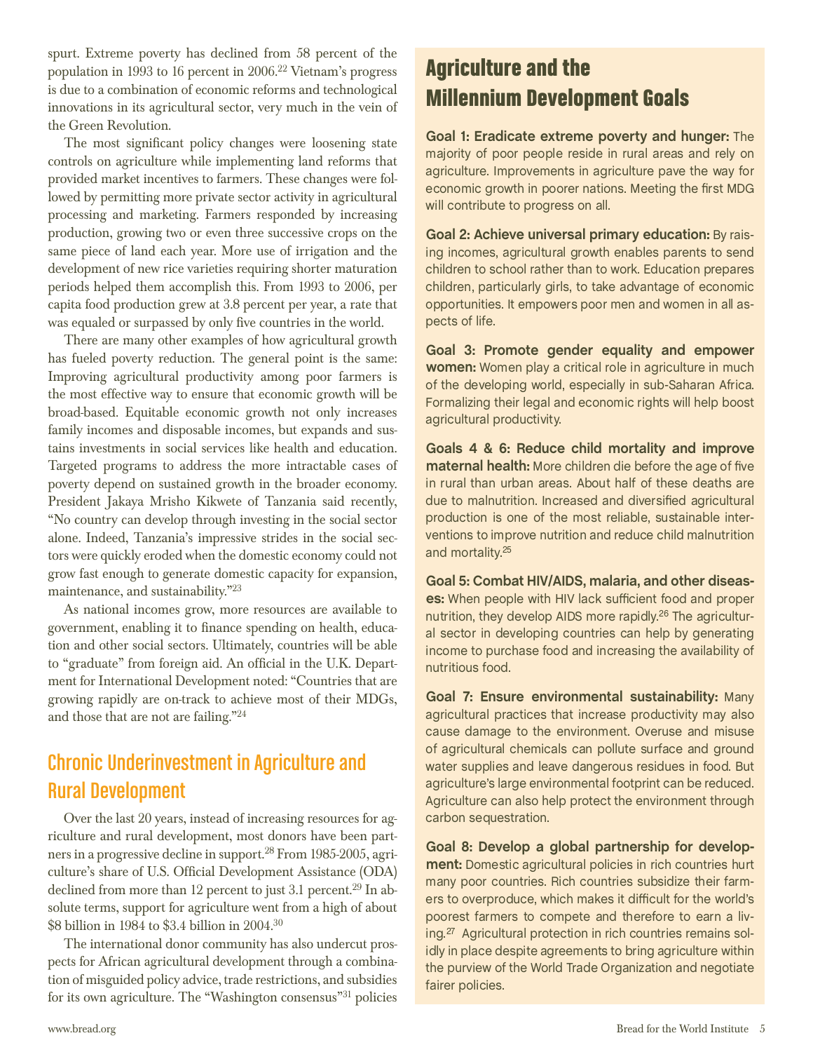spurt. Extreme poverty has declined from 58 percent of the population in 1993 to 16 percent in 2006.[22] Vietnam's progress is due to a combination of economic reforms and technological innovations in its agricultural sector, very much in the vein of the Green Revolution.

The most significant policy changes were loosening state controls on agriculture while implementing land reforms that provided market incentives to farmers. These changes were followed by permitting more private sector activity in agricultural processing and marketing. Farmers responded by increasing production, growing two or even three successive crops on the same piece of land each year. More use of irrigation and the development of new rice varieties requiring shorter maturation periods helped them accomplish this. From 1993 to 2006, per capita food production grew at 3.8 percent per year, a rate that was equaled or surpassed by only five countries in the world.

There are many other examples of how agricultural growth has fueled poverty reduction. The general point is the same: Improving agricultural productivity among poor farmers is the most effective way to ensure that economic growth will be broad-based. Equitable economic growth not only increases family incomes and disposable incomes, but expands and sustains investments in social services like health and education. Targeted programs to address the more intractable cases of poverty depend on sustained growth in the broader economy. President Jakaya Mrisho Kikwete of Tanzania said recently, "No country can develop through investing in the social sector alone. Indeed, Tanzania's impressive strides in the social sectors were quickly eroded when the domestic economy could not grow fast enough to generate domestic capacity for expansion, maintenance, and sustainability."[23]

As national incomes grow, more resources are available to government, enabling it to finance spending on health, education and other social sectors. Ultimately, countries will be able to "graduate" from foreign aid. An official in the U.K. Department for International Development noted: "Countries that are growing rapidly are on-track to achieve most of their MDGs, and those that are not are failing."[24]

## Chronic Underinvestment in Agriculture and Rural Development

Over the last 20 years, instead of increasing resources for agriculture and rural development, most donors have been partners in a progressive decline in support.[28] From 1985-2005, agriculture's share of U.S. Official Development Assistance (ODA) declined from more than 12 percent to just 3.1 percent.[29] In absolute terms, support for agriculture went from a high of about \$8 billion in 1984 to \$3.4 billion in 2004.[30]

The international donor community has also undercut prospects for African agricultural development through a combination of misguided policy advice, trade restrictions, and subsidies for its own agriculture. The "Washington consensus"[31] policies

## Agriculture and the Millennium Development Goals

**Goal 1: Eradicate extreme poverty and hunger:** The majority of poor people reside in rural areas and rely on agriculture. Improvements in agriculture pave the way for economic growth in poorer nations. Meeting the first MDG will contribute to progress on all.

**Goal 2: Achieve universal primary education:** By raising incomes, agricultural growth enables parents to send children to school rather than to work. Education prepares children, particularly girls, to take advantage of economic opportunities. It empowers poor men and women in all aspects of life.

**Goal 3: Promote gender equality and empower women:** Women play a critical role in agriculture in much of the developing world, especially in sub-Saharan Africa. Formalizing their legal and economic rights will help boost agricultural productivity.

**Goals 4 & 6: Reduce child mortality and improve maternal health:** More children die before the age of five in rural than urban areas. About half of these deaths are due to malnutrition. Increased and diversified agricultural production is one of the most reliable, sustainable interventions to improve nutrition and reduce child malnutrition and mortality.[25]

**Goal 5: Combat HIV/AIDS, malaria, and other diseases:** When people with HIV lack sufficient food and proper nutrition, they develop AIDS more rapidly.[26] The agricultural sector in developing countries can help by generating income to purchase food and increasing the availability of nutritious food.

**Goal 7: Ensure environmental sustainability:** Many agricultural practices that increase productivity may also cause damage to the environment. Overuse and misuse of agricultural chemicals can pollute surface and ground water supplies and leave dangerous residues in food. But agriculture's large environmental footprint can be reduced. Agriculture can also help protect the environment through carbon sequestration.

**Goal 8: Develop a global partnership for development:** Domestic agricultural policies in rich countries hurt many poor countries. Rich countries subsidize their farmers to overproduce, which makes it difficult for the world's poorest farmers to compete and therefore to earn a living.[27] Agricultural protection in rich countries remains solidly in place despite agreements to bring agriculture within the purview of the World Trade Organization and negotiate fairer policies.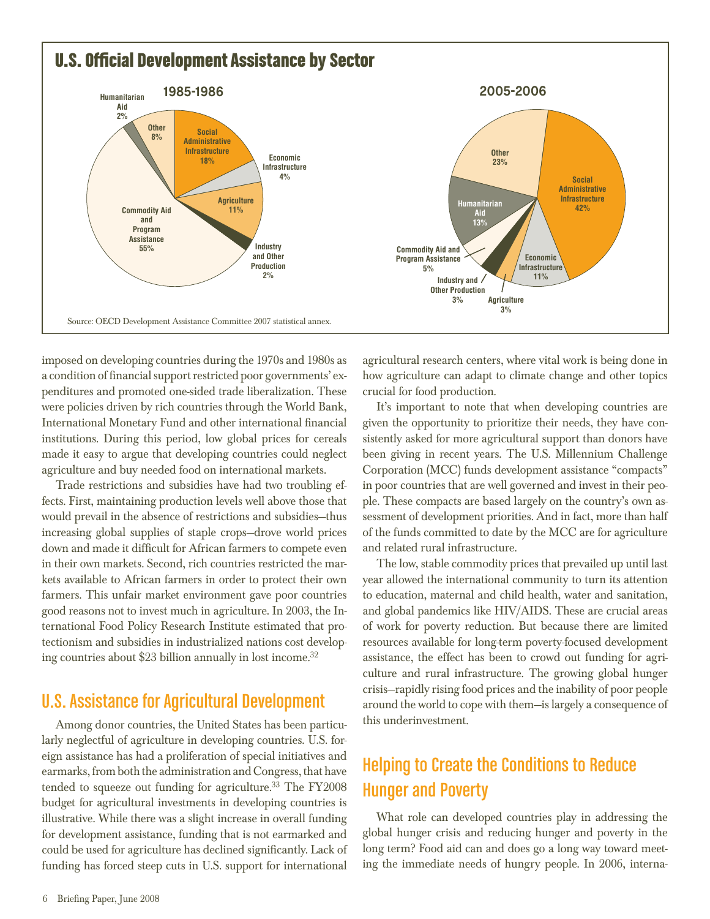## U.S. Official Development Assistance by Sector

**1985-1986**

| Sector | Share |
|---|---|
| Social Administrative Infrastructure | 18% |
| Economic Infrastructure | 4% |
| Agriculture | 11% |
| Industry and Other Production | 2% |
| Commodity Aid and Program Assistance | 55% |
| Humanitarian Aid | 2% |
| Other | 8% |

**2005-2006**

| Sector | Share |
|---|---|
| Social Administrative Infrastructure | 42% |
| Economic Infrastructure | 11% |
| Agriculture | 3% |
| Industry and Other Production | 3% |
| Commodity Aid and Program Assistance | 5% |
| Humanitarian Aid | 13% |
| Other | 23% |

Source: OECD Development Assistance Committee 2007 statistical annex.

imposed on developing countries during the 1970s and 1980s as a condition of financial support restricted poor governments' expenditures and promoted one-sided trade liberalization. These were policies driven by rich countries through the World Bank, International Monetary Fund and other international financial institutions. During this period, low global prices for cereals made it easy to argue that developing countries could neglect agriculture and buy needed food on international markets.

Trade restrictions and subsidies have had two troubling effects. First, maintaining production levels well above those that would prevail in the absence of restrictions and subsidies—thus increasing global supplies of staple crops—drove world prices down and made it difficult for African farmers to compete even in their own markets. Second, rich countries restricted the markets available to African farmers in order to protect their own farmers. This unfair market environment gave poor countries good reasons not to invest much in agriculture. In 2003, the International Food Policy Research Institute estimated that protectionism and subsidies in industrialized nations cost developing countries about $23 billion annually in lost income.[32]

## U.S. Assistance for Agricultural Development

Among donor countries, the United States has been particularly neglectful of agriculture in developing countries. U.S. foreign assistance has had a proliferation of special initiatives and earmarks, from both the administration and Congress, that have tended to squeeze out funding for agriculture.[33] The FY2008 budget for agricultural investments in developing countries is illustrative. While there was a slight increase in overall funding for development assistance, funding that is not earmarked and could be used for agriculture has declined significantly. Lack of funding has forced steep cuts in U.S. support for international agricultural research centers, where vital work is being done in how agriculture can adapt to climate change and other topics crucial for food production.

It's important to note that when developing countries are given the opportunity to prioritize their needs, they have consistently asked for more agricultural support than donors have been giving in recent years. The U.S. Millennium Challenge Corporation (MCC) funds development assistance "compacts" in poor countries that are well governed and invest in their people. These compacts are based largely on the country's own assessment of development priorities. And in fact, more than half of the funds committed to date by the MCC are for agriculture and related rural infrastructure.

The low, stable commodity prices that prevailed up until last year allowed the international community to turn its attention to education, maternal and child health, water and sanitation, and global pandemics like HIV/AIDS. These are crucial areas of work for poverty reduction. But because there are limited resources available for long-term poverty-focused development assistance, the effect has been to crowd out funding for agriculture and rural infrastructure. The growing global hunger crisis—rapidly rising food prices and the inability of poor people around the world to cope with them—is largely a consequence of this underinvestment.

## Helping to Create the Conditions to Reduce Hunger and Poverty

What role can developed countries play in addressing the global hunger crisis and reducing hunger and poverty in the long term? Food aid can and does go a long way toward meeting the immediate needs of hungry people. In 2006, interna-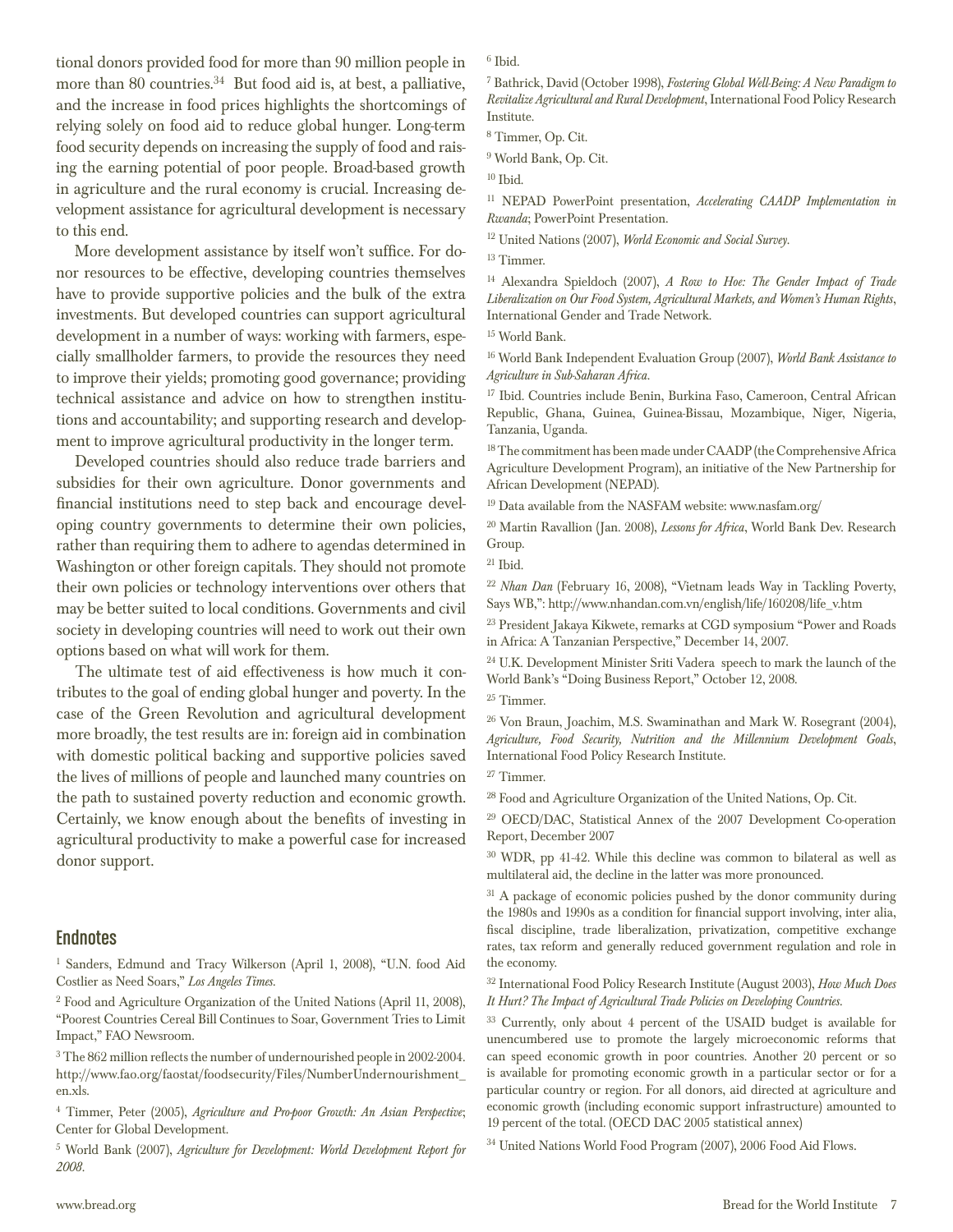tional donors provided food for more than 90 million people in more than 80 countries.[34] But food aid is, at best, a palliative, and the increase in food prices highlights the shortcomings of relying solely on food aid to reduce global hunger. Long-term food security depends on increasing the supply of food and raising the earning potential of poor people. Broad-based growth in agriculture and the rural economy is crucial. Increasing development assistance for agricultural development is necessary to this end.

More development assistance by itself won't suffice. For donor resources to be effective, developing countries themselves have to provide supportive policies and the bulk of the extra investments. But developed countries can support agricultural development in a number of ways: working with farmers, especially smallholder farmers, to provide the resources they need to improve their yields; promoting good governance; providing technical assistance and advice on how to strengthen institutions and accountability; and supporting research and development to improve agricultural productivity in the longer term.

Developed countries should also reduce trade barriers and subsidies for their own agriculture. Donor governments and financial institutions need to step back and encourage developing country governments to determine their own policies, rather than requiring them to adhere to agendas determined in Washington or other foreign capitals. They should not promote their own policies or technology interventions over others that may be better suited to local conditions. Governments and civil society in developing countries will need to work out their own options based on what will work for them.

The ultimate test of aid effectiveness is how much it contributes to the goal of ending global hunger and poverty. In the case of the Green Revolution and agricultural development more broadly, the test results are in: foreign aid in combination with domestic political backing and supportive policies saved the lives of millions of people and launched many countries on the path to sustained poverty reduction and economic growth. Certainly, we know enough about the benefits of investing in agricultural productivity to make a powerful case for increased donor support.

## Endnotes

[1] Sanders, Edmund and Tracy Wilkerson (April 1, 2008), "U.N. food Aid Costlier as Need Soars," *Los Angeles Times*.

[2] Food and Agriculture Organization of the United Nations (April 11, 2008), "Poorest Countries Cereal Bill Continues to Soar, Government Tries to Limit Impact," FAO Newsroom.

[3] The 862 million reflects the number of undernourished people in 2002-2004. http://www.fao.org/faostat/foodsecurity/Files/NumberUndernourishment_en.xls.

[4] Timmer, Peter (2005), *Agriculture and Pro-poor Growth: An Asian Perspective*; Center for Global Development.

[5] World Bank (2007), *Agriculture for Development: World Development Report for 2008*.

[6] Ibid.

[7] Bathrick, David (October 1998), *Fostering Global Well-Being: A New Paradigm to Revitalize Agricultural and Rural Development*, International Food Policy Research Institute.

[8] Timmer, Op. Cit.

[9] World Bank, Op. Cit.

[10] Ibid.

[11] NEPAD PowerPoint presentation, *Accelerating CAADP Implementation in Rwanda*; PowerPoint Presentation.

[12] United Nations (2007), *World Economic and Social Survey*.

[13] Timmer.

[14] Alexandra Spieldoch (2007), *A Row to Hoe: The Gender Impact of Trade Liberalization on Our Food System, Agricultural Markets, and Women's Human Rights*, International Gender and Trade Network.

[15] World Bank.

[16] World Bank Independent Evaluation Group (2007), *World Bank Assistance to Agriculture in Sub-Saharan Africa*.

[17] Ibid. Countries include Benin, Burkina Faso, Cameroon, Central African Republic, Ghana, Guinea, Guinea-Bissau, Mozambique, Niger, Nigeria, Tanzania, Uganda.

[18] The commitment has been made under CAADP (the Comprehensive Africa Agriculture Development Program), an initiative of the New Partnership for African Development (NEPAD).

[19] Data available from the NASFAM website: www.nasfam.org/

[20] Martin Ravallion (Jan. 2008), *Lessons for Africa*, World Bank Dev. Research Group.

[21] Ibid.

[22] *Nhan Dan* (February 16, 2008), "Vietnam leads Way in Tackling Poverty, Says WB,": http://www.nhandan.com.vn/english/life/160208/life_v.htm

[23] President Jakaya Kikwete, remarks at CGD symposium "Power and Roads in Africa: A Tanzanian Perspective," December 14, 2007.

[24] U.K. Development Minister Sriti Vadera speech to mark the launch of the World Bank's "Doing Business Report," October 12, 2008.

[25] Timmer.

[26] Von Braun, Joachim, M.S. Swaminathan and Mark W. Rosegrant (2004), *Agriculture, Food Security, Nutrition and the Millennium Development Goals*, International Food Policy Research Institute.

[27] Timmer.

[28] Food and Agriculture Organization of the United Nations, Op. Cit.

[29] OECD/DAC, Statistical Annex of the 2007 Development Co-operation Report, December 2007

[30] WDR, pp 41-42. While this decline was common to bilateral as well as multilateral aid, the decline in the latter was more pronounced.

[31] A package of economic policies pushed by the donor community during the 1980s and 1990s as a condition for financial support involving, inter alia, fiscal discipline, trade liberalization, privatization, competitive exchange rates, tax reform and generally reduced government regulation and role in the economy.

[32] International Food Policy Research Institute (August 2003), *How Much Does It Hurt? The Impact of Agricultural Trade Policies on Developing Countries*.

[33] Currently, only about 4 percent of the USAID budget is available for unencumbered use to promote the largely microeconomic reforms that can speed economic growth in poor countries. Another 20 percent or so is available for promoting economic growth in a particular sector or for a particular country or region. For all donors, aid directed at agriculture and economic growth (including economic support infrastructure) amounted to 19 percent of the total. (OECD DAC 2005 statistical annex)

[34] United Nations World Food Program (2007), 2006 Food Aid Flows.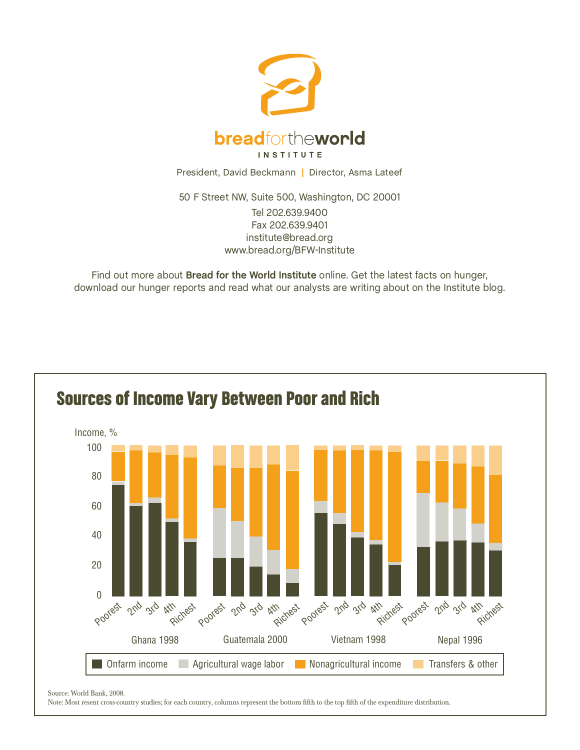breadfortheworld
INSTITUTE

President, David Beckmann | Director, Asma Lateef

50 F Street NW, Suite 500, Washington, DC 20001
Tel 202.639.9400
Fax 202.639.9401
institute@bread.org
www.bread.org/BFW-Institute

Find out more about **Bread for the World Institute** online. Get the latest facts on hunger, download our hunger reports and read what our analysts are writing about on the Institute blog.

## Sources of Income Vary Between Poor and Rich

Income, %

100
80
60
40
20
0

Poorest 2nd 3rd 4th Richest

Ghana 1998

Guatemala 2000

Vietnam 1998

Nepal 1996

Onfarm income | Agricultural wage labor | Nonagricultural income | Transfers & other

Source: World Bank, 2008.
Note: Most resent cross-country studies; for each country, columns represent the bottom fifth to the top fifth of the expenditure distribution.